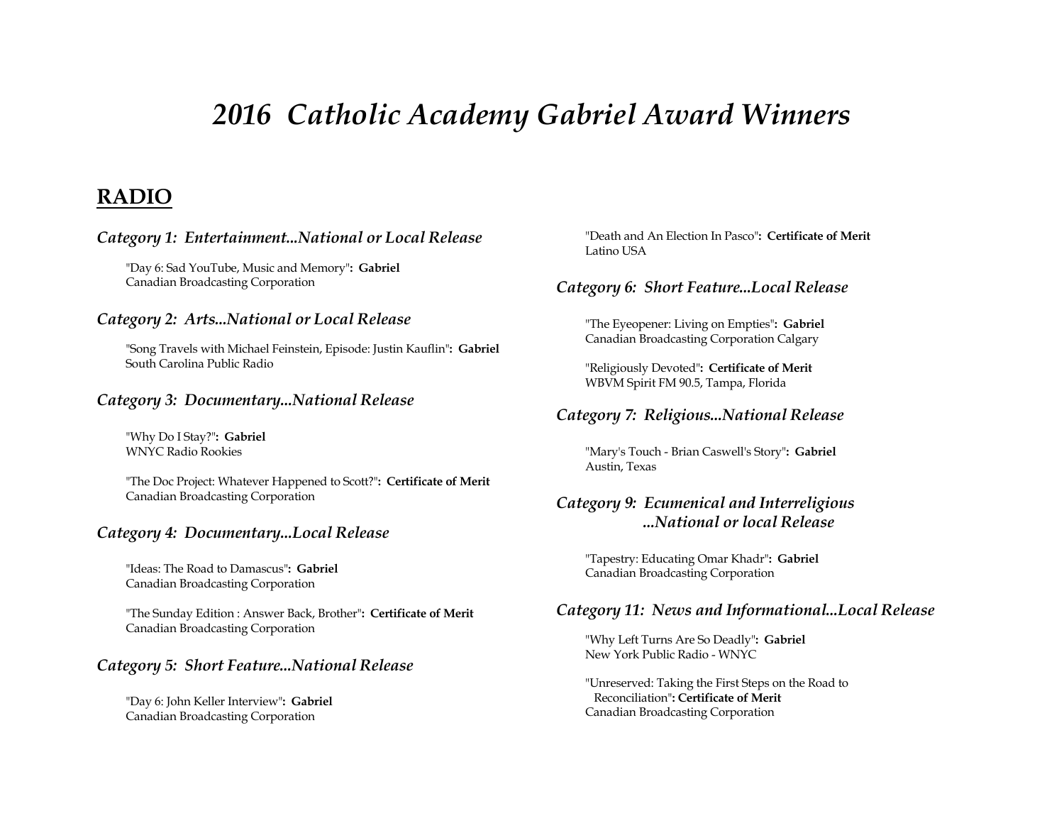# *2016 Catholic Academy Gabriel Award Winners*

## RADIO

### *Category 1: Entertainment...National or Local Release*

"Day 6: Sad YouTube, Music and Memory"**: Gabriel**
Canadian Broadcasting Corporation

### *Category 2: Arts...National or Local Release*

"Song Travels with Michael Feinstein, Episode: Justin Kauflin"**: Gabriel**
South Carolina Public Radio

### *Category 3: Documentary...National Release*

"Why Do I Stay?"**: Gabriel**
WNYC Radio Rookies

"The Doc Project: Whatever Happened to Scott?"**: Certificate of Merit**
Canadian Broadcasting Corporation

### *Category 4: Documentary...Local Release*

"Ideas: The Road to Damascus"**: Gabriel**
Canadian Broadcasting Corporation

"The Sunday Edition : Answer Back, Brother"**: Certificate of Merit**
Canadian Broadcasting Corporation

### *Category 5: Short Feature...National Release*

"Day 6: John Keller Interview"**: Gabriel**
Canadian Broadcasting Corporation

"Death and An Election In Pasco"**: Certificate of Merit**
Latino USA

### *Category 6: Short Feature...Local Release*

"The Eyeopener: Living on Empties"**: Gabriel**
Canadian Broadcasting Corporation Calgary

"Religiously Devoted"**: Certificate of Merit**
WBVM Spirit FM 90.5, Tampa, Florida

### *Category 7: Religious...National Release*

"Mary's Touch - Brian Caswell's Story"**: Gabriel**
Austin, Texas

### *Category 9: Ecumenical and Interreligious ...National or local Release*

"Tapestry: Educating Omar Khadr"**: Gabriel**
Canadian Broadcasting Corporation

### *Category 11: News and Informational...Local Release*

"Why Left Turns Are So Deadly"**: Gabriel**
New York Public Radio - WNYC

"Unreserved: Taking the First Steps on the Road to Reconciliation"**: Certificate of Merit**
Canadian Broadcasting Corporation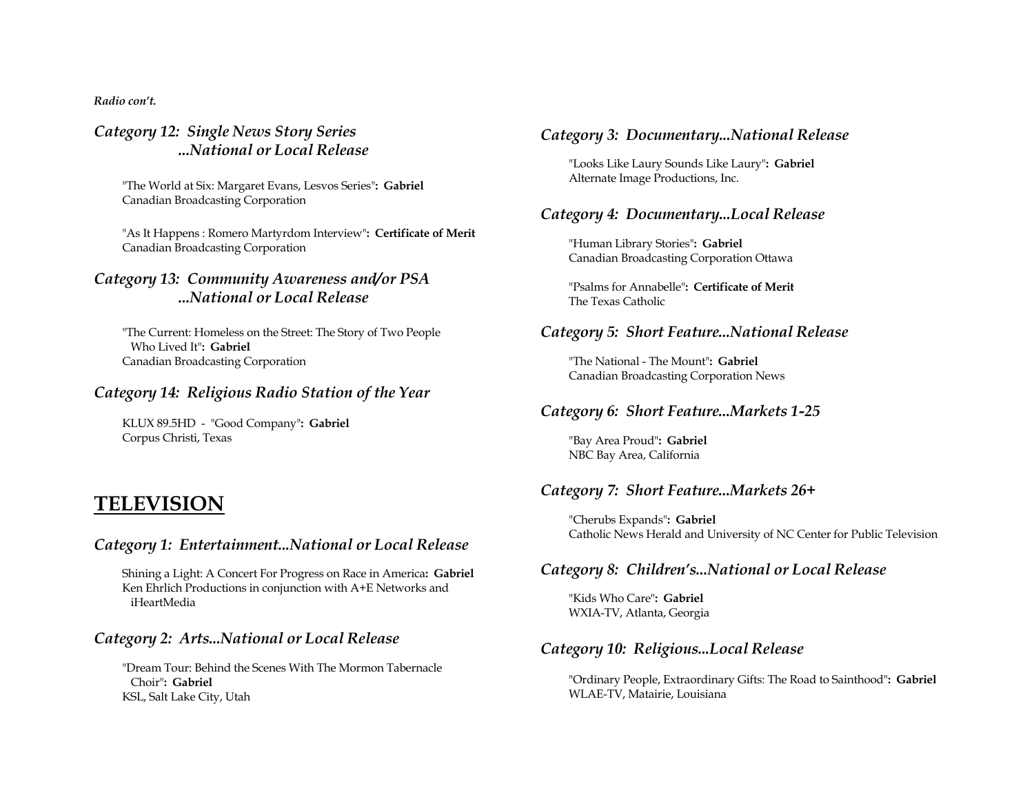*Radio con't.*

### *Category 12: Single News Story Series ...National or Local Release*

"The World at Six: Margaret Evans, Lesvos Series"**: Gabriel**
Canadian Broadcasting Corporation

"As It Happens : Romero Martyrdom Interview"**: Certificate of Merit**
Canadian Broadcasting Corporation

### *Category 13: Community Awareness and/or PSA ...National or Local Release*

"The Current: Homeless on the Street: The Story of Two People Who Lived It"**: Gabriel**
Canadian Broadcasting Corporation

### *Category 14: Religious Radio Station of the Year*

KLUX 89.5HD - "Good Company"**: Gabriel**
Corpus Christi, Texas

## TELEVISION

### *Category 1: Entertainment...National or Local Release*

Shining a Light: A Concert For Progress on Race in America**: Gabriel**
Ken Ehrlich Productions in conjunction with A+E Networks and iHeartMedia

### *Category 2: Arts...National or Local Release*

"Dream Tour: Behind the Scenes With The Mormon Tabernacle Choir"**: Gabriel**
KSL, Salt Lake City, Utah

### *Category 3: Documentary...National Release*

"Looks Like Laury Sounds Like Laury"**: Gabriel**
Alternate Image Productions, Inc.

### *Category 4: Documentary...Local Release*

"Human Library Stories"**: Gabriel**
Canadian Broadcasting Corporation Ottawa

"Psalms for Annabelle"**: Certificate of Merit**
The Texas Catholic

### *Category 5: Short Feature...National Release*

"The National - The Mount"**: Gabriel**
Canadian Broadcasting Corporation News

### *Category 6: Short Feature...Markets 1-25*

"Bay Area Proud"**: Gabriel**
NBC Bay Area, California

### *Category 7: Short Feature...Markets 26+*

"Cherubs Expands"**: Gabriel**
Catholic News Herald and University of NC Center for Public Television

### *Category 8: Children's...National or Local Release*

"Kids Who Care"**: Gabriel**
WXIA-TV, Atlanta, Georgia

### *Category 10: Religious...Local Release*

"Ordinary People, Extraordinary Gifts: The Road to Sainthood"**: Gabriel**
WLAE-TV, Matairie, Louisiana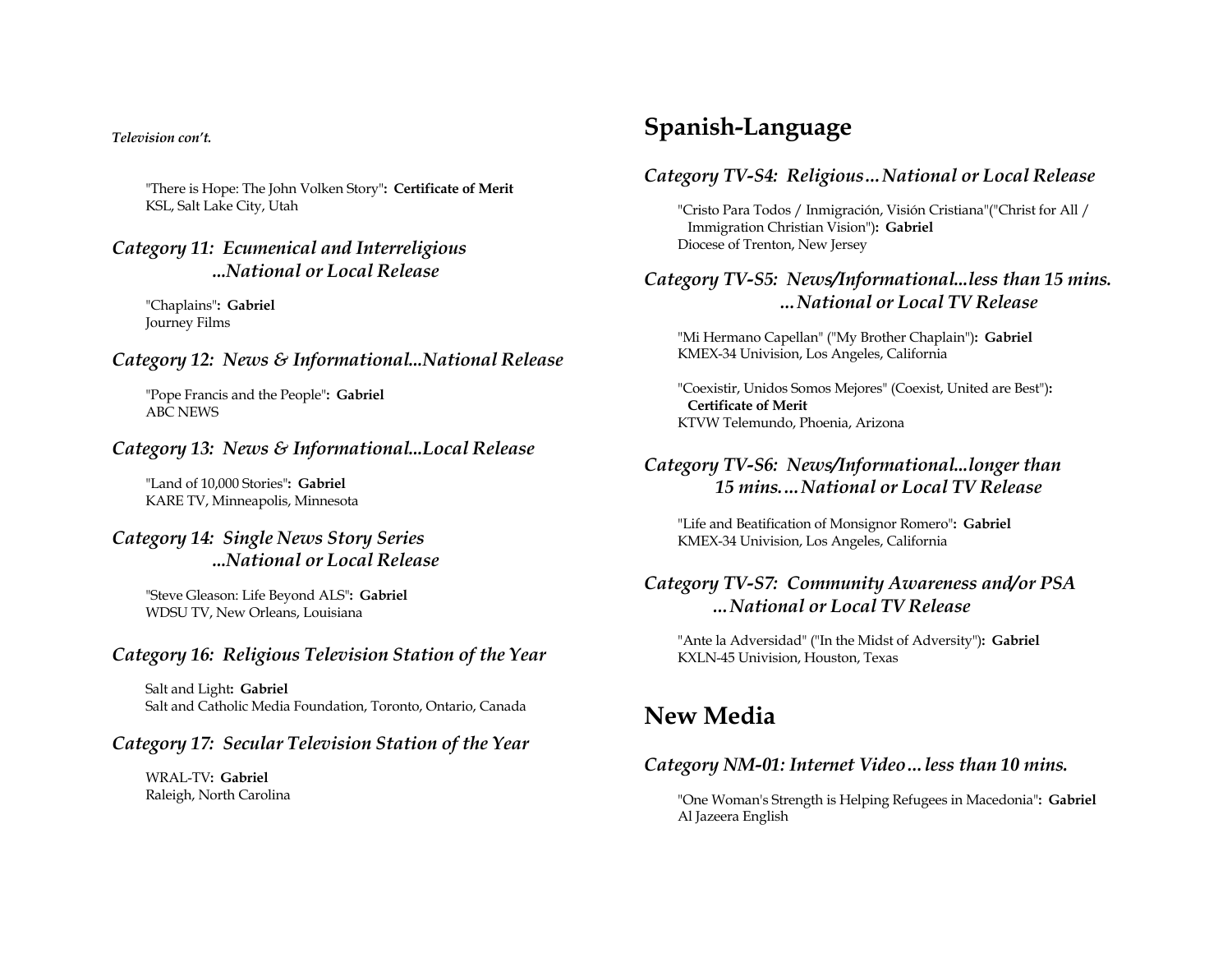*Television con't.*

"There is Hope: The John Volken Story"**: Certificate of Merit**
KSL, Salt Lake City, Utah

### *Category 11: Ecumenical and Interreligious ...National or Local Release*

"Chaplains"**: Gabriel**
Journey Films

### *Category 12: News & Informational...National Release*

"Pope Francis and the People"**: Gabriel**
ABC NEWS

### *Category 13: News & Informational...Local Release*

"Land of 10,000 Stories"**: Gabriel**
KARE TV, Minneapolis, Minnesota

### *Category 14: Single News Story Series ...National or Local Release*

"Steve Gleason: Life Beyond ALS"**: Gabriel**
WDSU TV, New Orleans, Louisiana

### *Category 16: Religious Television Station of the Year*

Salt and Light**: Gabriel**
Salt and Catholic Media Foundation, Toronto, Ontario, Canada

### *Category 17: Secular Television Station of the Year*

WRAL-TV**: Gabriel**
Raleigh, North Carolina

## Spanish-Language

### *Category TV-S4: Religious…National or Local Release*

"Cristo Para Todos / Inmigración, Visión Cristiana"("Christ for All / Immigration Christian Vision")**: Gabriel**
Diocese of Trenton, New Jersey

### *Category TV-S5: News/Informational...less than 15 mins. …National or Local TV Release*

"Mi Hermano Capellan" ("My Brother Chaplain")**: Gabriel**
KMEX-34 Univision, Los Angeles, California

"Coexistir, Unidos Somos Mejores" (Coexist, United are Best")**: Certificate of Merit**
KTVW Telemundo, Phoenia, Arizona

### *Category TV-S6: News/Informational...longer than 15 mins.…National or Local TV Release*

"Life and Beatification of Monsignor Romero"**: Gabriel**
KMEX-34 Univision, Los Angeles, California

### *Category TV-S7: Community Awareness and/or PSA …National or Local TV Release*

"Ante la Adversidad" ("In the Midst of Adversity")**: Gabriel**
KXLN-45 Univision, Houston, Texas

## New Media

### *Category NM-01: Internet Video…less than 10 mins.*

"One Woman's Strength is Helping Refugees in Macedonia"**: Gabriel**
Al Jazeera English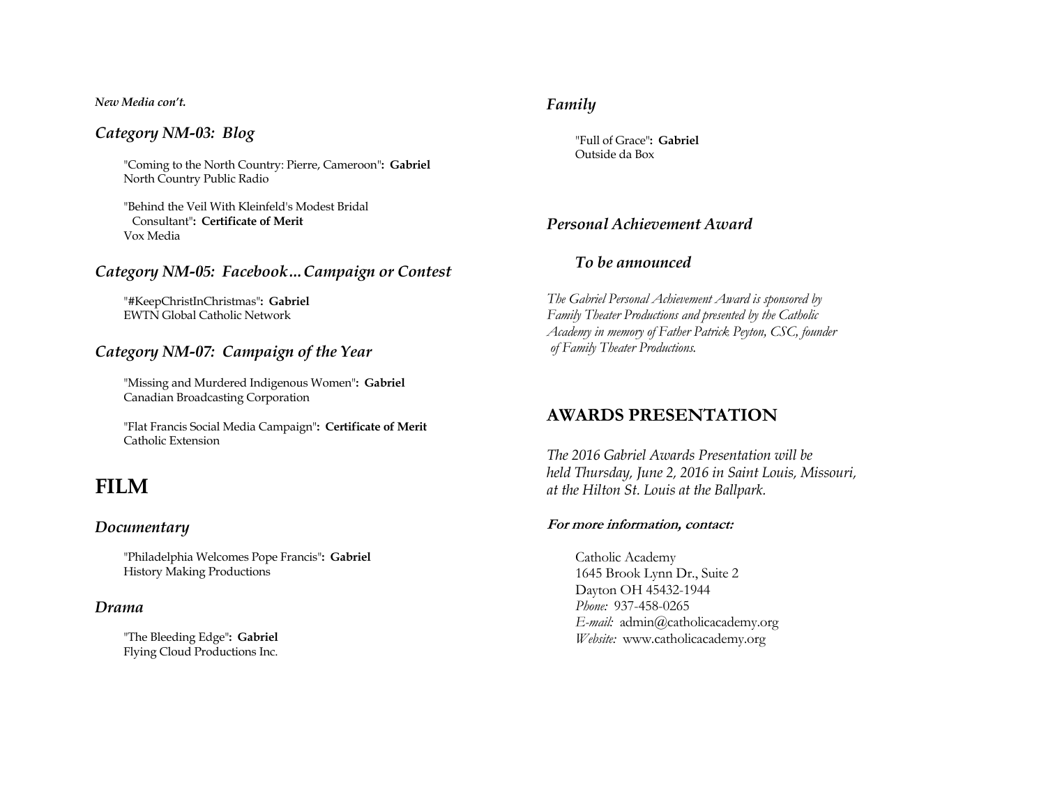***New Media con't.***

### *Category NM-03: Blog*

"Coming to the North Country: Pierre, Cameroon"**: Gabriel**
North Country Public Radio

"Behind the Veil With Kleinfeld's Modest Bridal Consultant"**: Certificate of Merit**
Vox Media

### *Category NM-05: Facebook…Campaign or Contest*

"#KeepChristInChristmas"**: Gabriel**
EWTN Global Catholic Network

### *Category NM-07: Campaign of the Year*

"Missing and Murdered Indigenous Women"**: Gabriel**
Canadian Broadcasting Corporation

"Flat Francis Social Media Campaign"**: Certificate of Merit**
Catholic Extension

# FILM

### *Documentary*

"Philadelphia Welcomes Pope Francis"**: Gabriel**
History Making Productions

### *Drama*

"The Bleeding Edge"**: Gabriel**
Flying Cloud Productions Inc.

### *Family*

"Full of Grace"**: Gabriel**
Outside da Box

### *Personal Achievement Award*

***To be announced***

*The Gabriel Personal Achievement Award is sponsored by Family Theater Productions and presented by the Catholic Academy in memory of Father Patrick Peyton, CSC, founder of Family Theater Productions.*

## AWARDS PRESENTATION

*The 2016 Gabriel Awards Presentation will be held Thursday, June 2, 2016 in Saint Louis, Missouri, at the Hilton St. Louis at the Ballpark.*

***For more information, contact:***

Catholic Academy
1645 Brook Lynn Dr., Suite 2
Dayton OH 45432-1944
*Phone:* 937-458-0265
*E-mail:* admin@catholicacademy.org
*Website:* www.catholicacademy.org